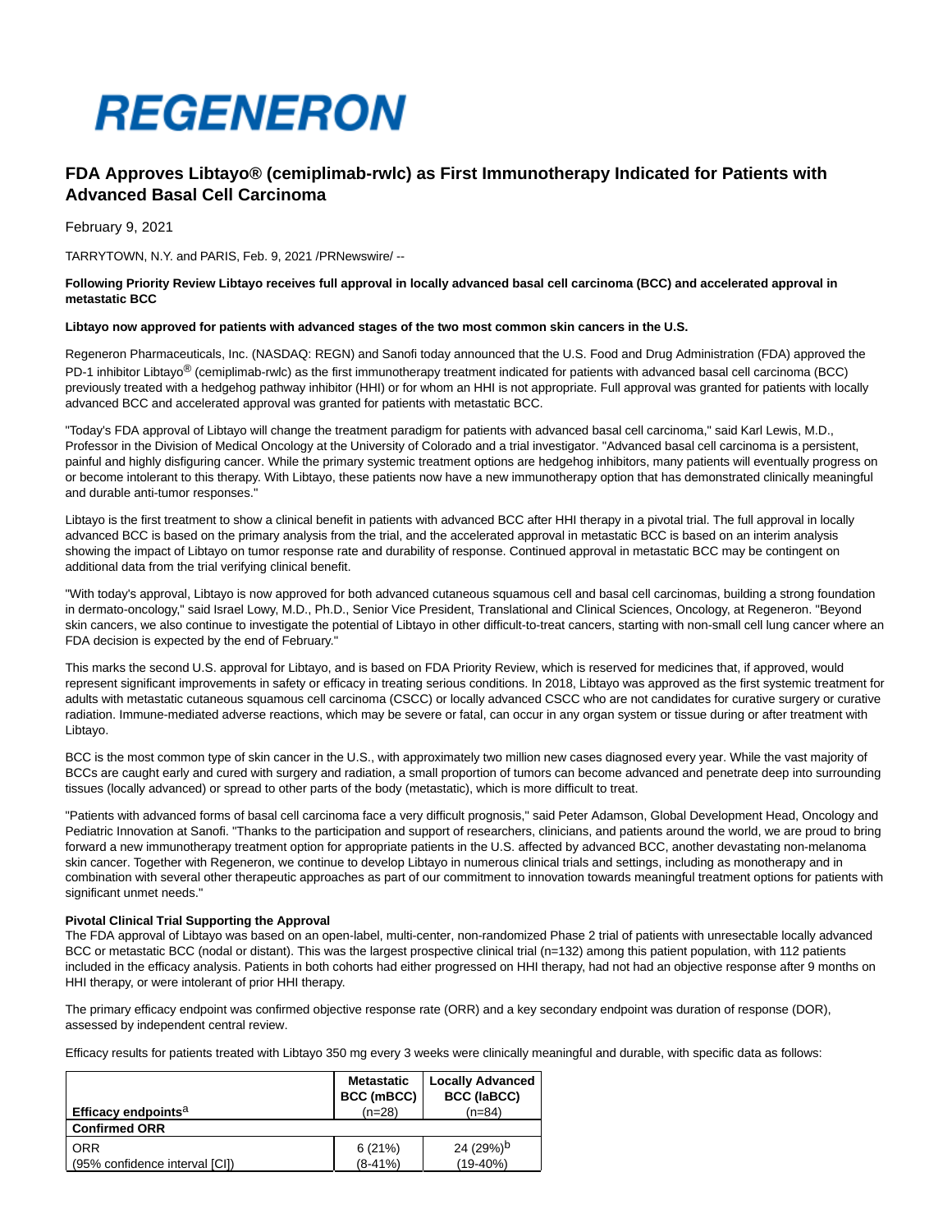# REGENERON

## FDA Approves Libtayo® (cemiplimab-rwlc) as First Immunotherapy Indicated for Patients with Advanced Basal Cell Carcinoma

February 9, 2021

TARRYTOWN, N.Y. and PARIS, Feb. 9, 2021 /PRNewswire/ --

**Following Priority Review Libtayo receives full approval in locally advanced basal cell carcinoma (BCC) and accelerated approval in metastatic BCC**

**Libtayo now approved for patients with advanced stages of the two most common skin cancers in the U.S.**

Regeneron Pharmaceuticals, Inc. (NASDAQ: REGN) and Sanofi today announced that the U.S. Food and Drug Administration (FDA) approved the PD-1 inhibitor Libtayo® (cemiplimab-rwlc) as the first immunotherapy treatment indicated for patients with advanced basal cell carcinoma (BCC) previously treated with a hedgehog pathway inhibitor (HHI) or for whom an HHI is not appropriate. Full approval was granted for patients with locally advanced BCC and accelerated approval was granted for patients with metastatic BCC.

"Today's FDA approval of Libtayo will change the treatment paradigm for patients with advanced basal cell carcinoma," said Karl Lewis, M.D., Professor in the Division of Medical Oncology at the University of Colorado and a trial investigator. "Advanced basal cell carcinoma is a persistent, painful and highly disfiguring cancer. While the primary systemic treatment options are hedgehog inhibitors, many patients will eventually progress on or become intolerant to this therapy. With Libtayo, these patients now have a new immunotherapy option that has demonstrated clinically meaningful and durable anti-tumor responses."

Libtayo is the first treatment to show a clinical benefit in patients with advanced BCC after HHI therapy in a pivotal trial. The full approval in locally advanced BCC is based on the primary analysis from the trial, and the accelerated approval in metastatic BCC is based on an interim analysis showing the impact of Libtayo on tumor response rate and durability of response. Continued approval in metastatic BCC may be contingent on additional data from the trial verifying clinical benefit.

"With today's approval, Libtayo is now approved for both advanced cutaneous squamous cell and basal cell carcinomas, building a strong foundation in dermato-oncology," said Israel Lowy, M.D., Ph.D., Senior Vice President, Translational and Clinical Sciences, Oncology, at Regeneron. "Beyond skin cancers, we also continue to investigate the potential of Libtayo in other difficult-to-treat cancers, starting with non-small cell lung cancer where an FDA decision is expected by the end of February."

This marks the second U.S. approval for Libtayo, and is based on FDA Priority Review, which is reserved for medicines that, if approved, would represent significant improvements in safety or efficacy in treating serious conditions. In 2018, Libtayo was approved as the first systemic treatment for adults with metastatic cutaneous squamous cell carcinoma (CSCC) or locally advanced CSCC who are not candidates for curative surgery or curative radiation. Immune-mediated adverse reactions, which may be severe or fatal, can occur in any organ system or tissue during or after treatment with Libtayo.

BCC is the most common type of skin cancer in the U.S., with approximately two million new cases diagnosed every year. While the vast majority of BCCs are caught early and cured with surgery and radiation, a small proportion of tumors can become advanced and penetrate deep into surrounding tissues (locally advanced) or spread to other parts of the body (metastatic), which is more difficult to treat.

"Patients with advanced forms of basal cell carcinoma face a very difficult prognosis," said Peter Adamson, Global Development Head, Oncology and Pediatric Innovation at Sanofi. "Thanks to the participation and support of researchers, clinicians, and patients around the world, we are proud to bring forward a new immunotherapy treatment option for appropriate patients in the U.S. affected by advanced BCC, another devastating non-melanoma skin cancer. Together with Regeneron, we continue to develop Libtayo in numerous clinical trials and settings, including as monotherapy and in combination with several other therapeutic approaches as part of our commitment to innovation towards meaningful treatment options for patients with significant unmet needs."

**Pivotal Clinical Trial Supporting the Approval**

The FDA approval of Libtayo was based on an open-label, multi-center, non-randomized Phase 2 trial of patients with unresectable locally advanced BCC or metastatic BCC (nodal or distant). This was the largest prospective clinical trial (n=132) among this patient population, with 112 patients included in the efficacy analysis. Patients in both cohorts had either progressed on HHI therapy, had not had an objective response after 9 months on HHI therapy, or were intolerant of prior HHI therapy.

The primary efficacy endpoint was confirmed objective response rate (ORR) and a key secondary endpoint was duration of response (DOR), assessed by independent central review.

Efficacy results for patients treated with Libtayo 350 mg every 3 weeks were clinically meaningful and durable, with specific data as follows:

| **Efficacy endpoints**[a] | **Metastatic BCC (mBCC)** (n=28) | **Locally Advanced BCC (laBCC)** (n=84) |
|---|---|---|
| **Confirmed ORR** | | |
| ORR<br>(95% confidence interval [CI]) | 6 (21%)<br>(8-41%) | 24 (29%)[b]<br>(19-40%) |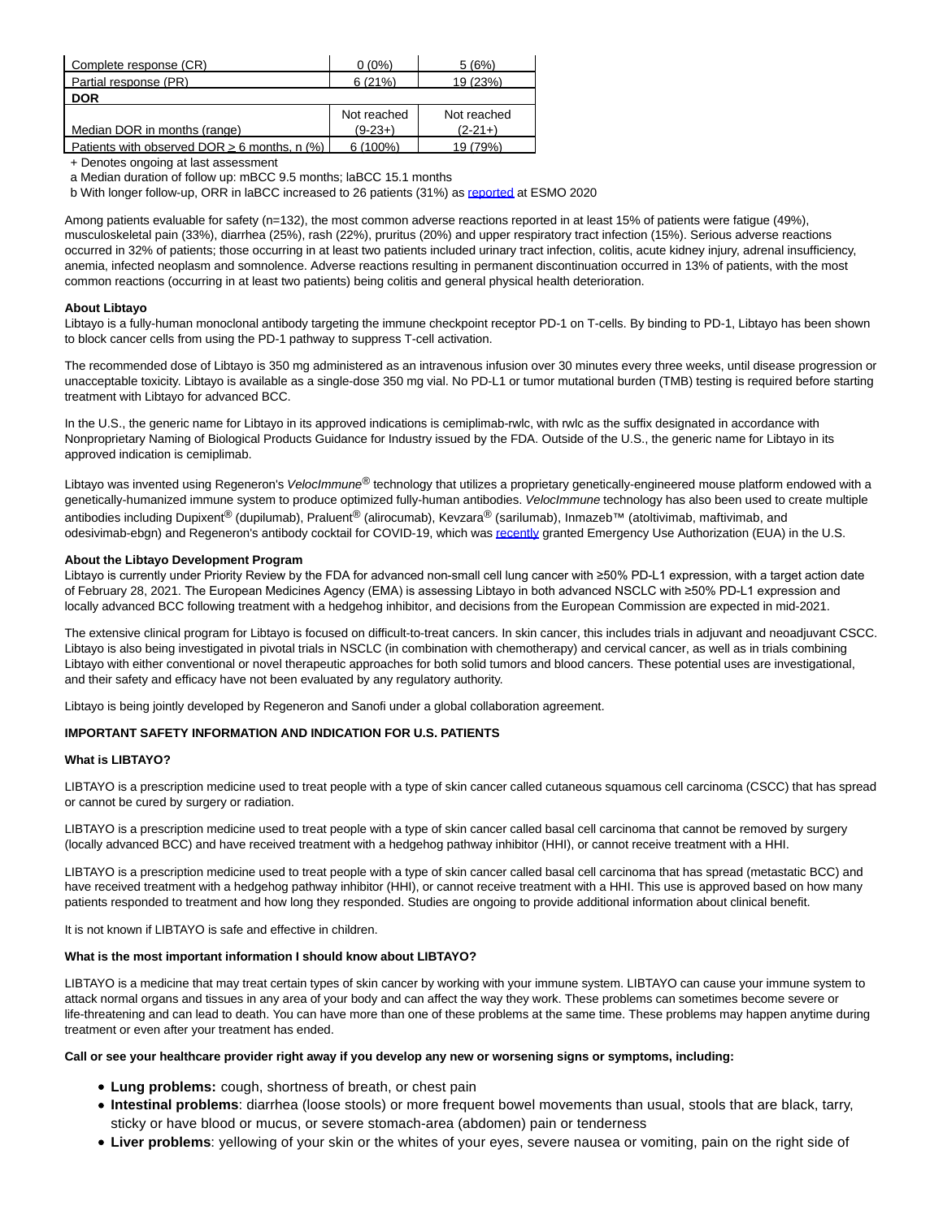| | | |
|---|---|---|
| Complete response (CR) | 0 (0%) | 5 (6%) |
| Partial response (PR) | 6 (21%) | 19 (23%) |
| **DOR** | | |
| Median DOR in months (range) | Not reached (9-23+) | Not reached (2-21+) |
| Patients with observed DOR ≥ 6 months, n (%) | 6 (100%) | 19 (79%) |

+ Denotes ongoing at last assessment

a Median duration of follow up: mBCC 9.5 months; laBCC 15.1 months

b With longer follow-up, ORR in laBCC increased to 26 patients (31%) as reported at ESMO 2020

Among patients evaluable for safety (n=132), the most common adverse reactions reported in at least 15% of patients were fatigue (49%), musculoskeletal pain (33%), diarrhea (25%), rash (22%), pruritus (20%) and upper respiratory tract infection (15%). Serious adverse reactions occurred in 32% of patients; those occurring in at least two patients included urinary tract infection, colitis, acute kidney injury, adrenal insufficiency, anemia, infected neoplasm and somnolence. Adverse reactions resulting in permanent discontinuation occurred in 13% of patients, with the most common reactions (occurring in at least two patients) being colitis and general physical health deterioration.

**About Libtayo**

Libtayo is a fully-human monoclonal antibody targeting the immune checkpoint receptor PD-1 on T-cells. By binding to PD-1, Libtayo has been shown to block cancer cells from using the PD-1 pathway to suppress T-cell activation.

The recommended dose of Libtayo is 350 mg administered as an intravenous infusion over 30 minutes every three weeks, until disease progression or unacceptable toxicity. Libtayo is available as a single-dose 350 mg vial. No PD-L1 or tumor mutational burden (TMB) testing is required before starting treatment with Libtayo for advanced BCC.

In the U.S., the generic name for Libtayo in its approved indications is cemiplimab-rwlc, with rwlc as the suffix designated in accordance with Nonproprietary Naming of Biological Products Guidance for Industry issued by the FDA. Outside of the U.S., the generic name for Libtayo in its approved indication is cemiplimab.

Libtayo was invented using Regeneron's *VelocImmune*® technology that utilizes a proprietary genetically-engineered mouse platform endowed with a genetically-humanized immune system to produce optimized fully-human antibodies. *VelocImmune* technology has also been used to create multiple antibodies including Dupixent® (dupilumab), Praluent® (alirocumab), Kevzara® (sarilumab), Inmazeb™ (atoltivimab, maftivimab, and odesivimab-ebgn) and Regeneron's antibody cocktail for COVID-19, which was recently granted Emergency Use Authorization (EUA) in the U.S.

**About the Libtayo Development Program**

Libtayo is currently under Priority Review by the FDA for advanced non-small cell lung cancer with ≥50% PD-L1 expression, with a target action date of February 28, 2021. The European Medicines Agency (EMA) is assessing Libtayo in both advanced NSCLC with ≥50% PD-L1 expression and locally advanced BCC following treatment with a hedgehog inhibitor, and decisions from the European Commission are expected in mid-2021.

The extensive clinical program for Libtayo is focused on difficult-to-treat cancers. In skin cancer, this includes trials in adjuvant and neoadjuvant CSCC. Libtayo is also being investigated in pivotal trials in NSCLC (in combination with chemotherapy) and cervical cancer, as well as in trials combining Libtayo with either conventional or novel therapeutic approaches for both solid tumors and blood cancers. These potential uses are investigational, and their safety and efficacy have not been evaluated by any regulatory authority.

Libtayo is being jointly developed by Regeneron and Sanofi under a global collaboration agreement.

**IMPORTANT SAFETY INFORMATION AND INDICATION FOR U.S. PATIENTS**

**What is LIBTAYO?**

LIBTAYO is a prescription medicine used to treat people with a type of skin cancer called cutaneous squamous cell carcinoma (CSCC) that has spread or cannot be cured by surgery or radiation.

LIBTAYO is a prescription medicine used to treat people with a type of skin cancer called basal cell carcinoma that cannot be removed by surgery (locally advanced BCC) and have received treatment with a hedgehog pathway inhibitor (HHI), or cannot receive treatment with a HHI.

LIBTAYO is a prescription medicine used to treat people with a type of skin cancer called basal cell carcinoma that has spread (metastatic BCC) and have received treatment with a hedgehog pathway inhibitor (HHI), or cannot receive treatment with a HHI. This use is approved based on how many patients responded to treatment and how long they responded. Studies are ongoing to provide additional information about clinical benefit.

It is not known if LIBTAYO is safe and effective in children.

**What is the most important information I should know about LIBTAYO?**

LIBTAYO is a medicine that may treat certain types of skin cancer by working with your immune system. LIBTAYO can cause your immune system to attack normal organs and tissues in any area of your body and can affect the way they work. These problems can sometimes become severe or life-threatening and can lead to death. You can have more than one of these problems at the same time. These problems may happen anytime during treatment or even after your treatment has ended.

**Call or see your healthcare provider right away if you develop any new or worsening signs or symptoms, including:**

- **Lung problems:** cough, shortness of breath, or chest pain
- **Intestinal problems**: diarrhea (loose stools) or more frequent bowel movements than usual, stools that are black, tarry, sticky or have blood or mucus, or severe stomach-area (abdomen) pain or tenderness
- **Liver problems**: yellowing of your skin or the whites of your eyes, severe nausea or vomiting, pain on the right side of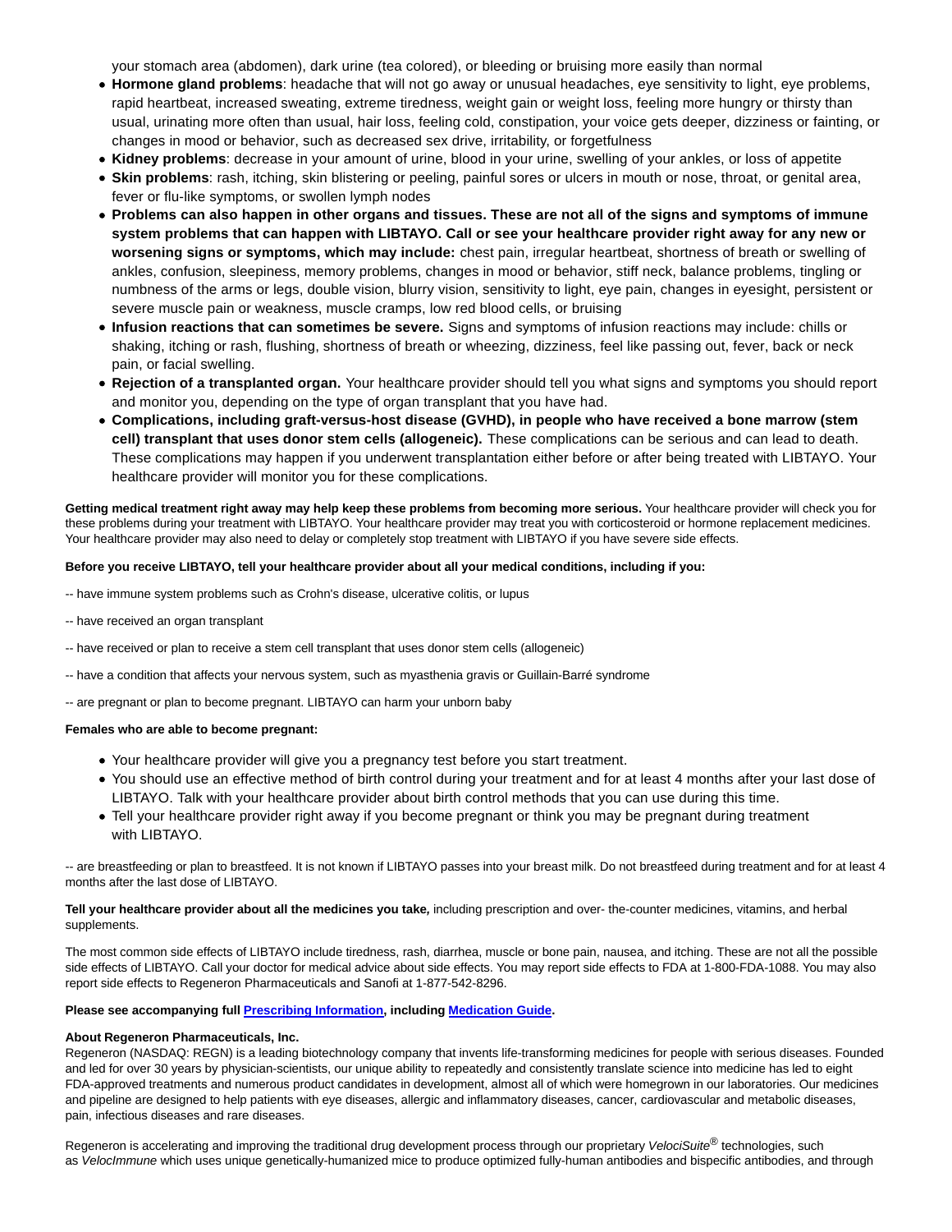your stomach area (abdomen), dark urine (tea colored), or bleeding or bruising more easily than normal

- **Hormone gland problems**: headache that will not go away or unusual headaches, eye sensitivity to light, eye problems, rapid heartbeat, increased sweating, extreme tiredness, weight gain or weight loss, feeling more hungry or thirsty than usual, urinating more often than usual, hair loss, feeling cold, constipation, your voice gets deeper, dizziness or fainting, or changes in mood or behavior, such as decreased sex drive, irritability, or forgetfulness
- **Kidney problems**: decrease in your amount of urine, blood in your urine, swelling of your ankles, or loss of appetite
- **Skin problems**: rash, itching, skin blistering or peeling, painful sores or ulcers in mouth or nose, throat, or genital area, fever or flu-like symptoms, or swollen lymph nodes
- **Problems can also happen in other organs and tissues. These are not all of the signs and symptoms of immune system problems that can happen with LIBTAYO. Call or see your healthcare provider right away for any new or worsening signs or symptoms, which may include:** chest pain, irregular heartbeat, shortness of breath or swelling of ankles, confusion, sleepiness, memory problems, changes in mood or behavior, stiff neck, balance problems, tingling or numbness of the arms or legs, double vision, blurry vision, sensitivity to light, eye pain, changes in eyesight, persistent or severe muscle pain or weakness, muscle cramps, low red blood cells, or bruising
- **Infusion reactions that can sometimes be severe.** Signs and symptoms of infusion reactions may include: chills or shaking, itching or rash, flushing, shortness of breath or wheezing, dizziness, feel like passing out, fever, back or neck pain, or facial swelling.
- **Rejection of a transplanted organ.** Your healthcare provider should tell you what signs and symptoms you should report and monitor you, depending on the type of organ transplant that you have had.
- **Complications, including graft-versus-host disease (GVHD), in people who have received a bone marrow (stem cell) transplant that uses donor stem cells (allogeneic).** These complications can be serious and can lead to death. These complications may happen if you underwent transplantation either before or after being treated with LIBTAYO. Your healthcare provider will monitor you for these complications.

**Getting medical treatment right away may help keep these problems from becoming more serious.** Your healthcare provider will check you for these problems during your treatment with LIBTAYO. Your healthcare provider may treat you with corticosteroid or hormone replacement medicines. Your healthcare provider may also need to delay or completely stop treatment with LIBTAYO if you have severe side effects.

**Before you receive LIBTAYO, tell your healthcare provider about all your medical conditions, including if you:**

-- have immune system problems such as Crohn's disease, ulcerative colitis, or lupus

-- have received an organ transplant

-- have received or plan to receive a stem cell transplant that uses donor stem cells (allogeneic)

-- have a condition that affects your nervous system, such as myasthenia gravis or Guillain-Barré syndrome

-- are pregnant or plan to become pregnant. LIBTAYO can harm your unborn baby

**Females who are able to become pregnant:**

- Your healthcare provider will give you a pregnancy test before you start treatment.
- You should use an effective method of birth control during your treatment and for at least 4 months after your last dose of LIBTAYO. Talk with your healthcare provider about birth control methods that you can use during this time.
- Tell your healthcare provider right away if you become pregnant or think you may be pregnant during treatment with LIBTAYO.

-- are breastfeeding or plan to breastfeed. It is not known if LIBTAYO passes into your breast milk. Do not breastfeed during treatment and for at least 4 months after the last dose of LIBTAYO.

**Tell your healthcare provider about all the medicines you take,** including prescription and over- the-counter medicines, vitamins, and herbal supplements.

The most common side effects of LIBTAYO include tiredness, rash, diarrhea, muscle or bone pain, nausea, and itching. These are not all the possible side effects of LIBTAYO. Call your doctor for medical advice about side effects. You may report side effects to FDA at 1-800-FDA-1088. You may also report side effects to Regeneron Pharmaceuticals and Sanofi at 1-877-542-8296.

**Please see accompanying full Prescribing Information, including Medication Guide.**

**About Regeneron Pharmaceuticals, Inc.**
Regeneron (NASDAQ: REGN) is a leading biotechnology company that invents life-transforming medicines for people with serious diseases. Founded and led for over 30 years by physician-scientists, our unique ability to repeatedly and consistently translate science into medicine has led to eight FDA-approved treatments and numerous product candidates in development, almost all of which were homegrown in our laboratories. Our medicines and pipeline are designed to help patients with eye diseases, allergic and inflammatory diseases, cancer, cardiovascular and metabolic diseases, pain, infectious diseases and rare diseases.

Regeneron is accelerating and improving the traditional drug development process through our proprietary *VelociSuite*® technologies, such as *VelocImmune* which uses unique genetically-humanized mice to produce optimized fully-human antibodies and bispecific antibodies, and through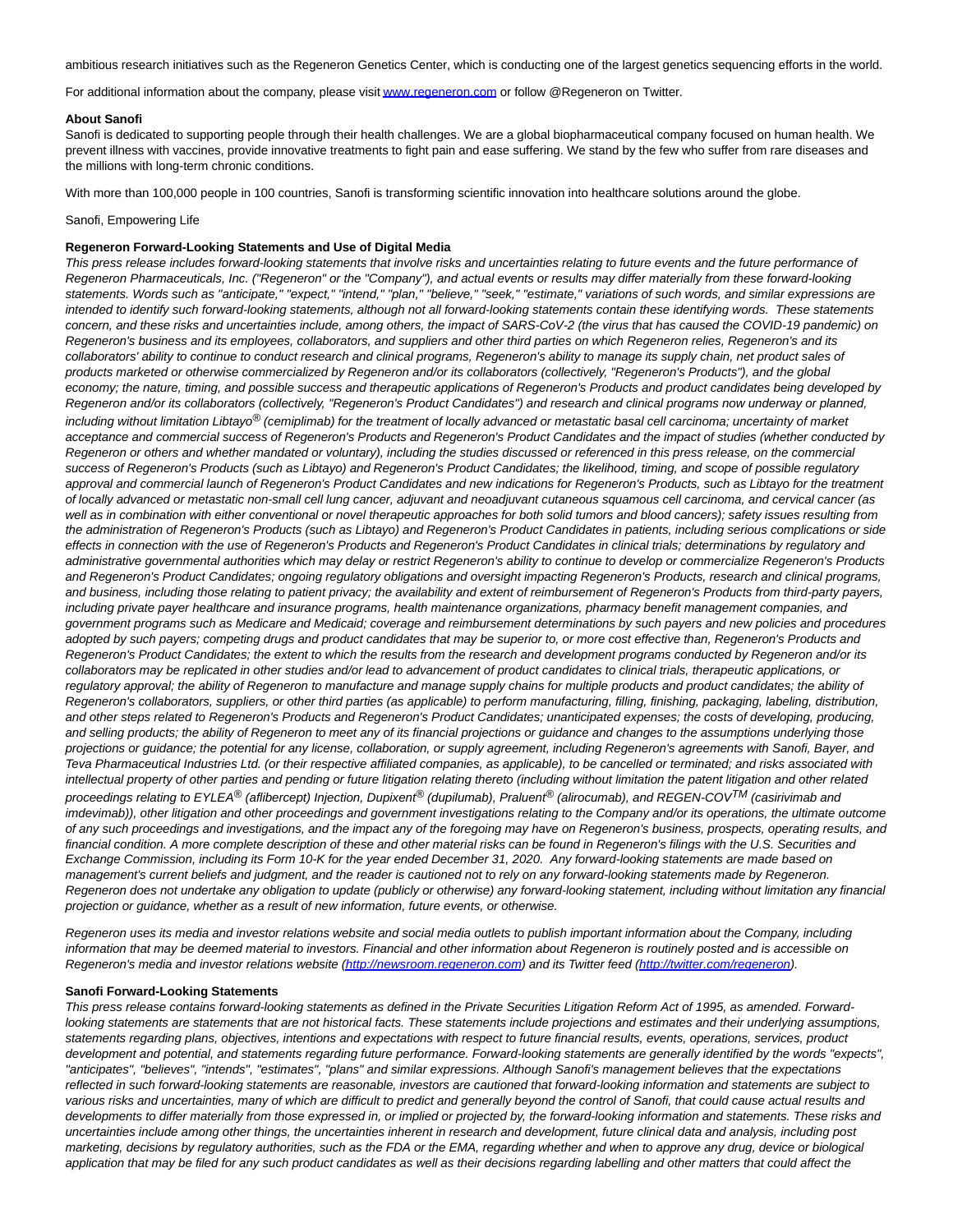ambitious research initiatives such as the Regeneron Genetics Center, which is conducting one of the largest genetics sequencing efforts in the world.

For additional information about the company, please visit [www.regeneron.com](http://www.regeneron.com) or follow @Regeneron on Twitter.

**About Sanofi**
Sanofi is dedicated to supporting people through their health challenges. We are a global biopharmaceutical company focused on human health. We prevent illness with vaccines, provide innovative treatments to fight pain and ease suffering. We stand by the few who suffer from rare diseases and the millions with long-term chronic conditions.

With more than 100,000 people in 100 countries, Sanofi is transforming scientific innovation into healthcare solutions around the globe.

Sanofi, Empowering Life

**Regeneron Forward-Looking Statements and Use of Digital Media**
*This press release includes forward-looking statements that involve risks and uncertainties relating to future events and the future performance of Regeneron Pharmaceuticals, Inc. ("Regeneron" or the "Company"), and actual events or results may differ materially from these forward-looking statements. Words such as "anticipate," "expect," "intend," "plan," "believe," "seek," "estimate," variations of such words, and similar expressions are intended to identify such forward-looking statements, although not all forward-looking statements contain these identifying words. These statements concern, and these risks and uncertainties include, among others, the impact of SARS-CoV-2 (the virus that has caused the COVID-19 pandemic) on Regeneron's business and its employees, collaborators, and suppliers and other third parties on which Regeneron relies, Regeneron's and its collaborators' ability to continue to conduct research and clinical programs, Regeneron's ability to manage its supply chain, net product sales of products marketed or otherwise commercialized by Regeneron and/or its collaborators (collectively, "Regeneron's Products"), and the global economy; the nature, timing, and possible success and therapeutic applications of Regeneron's Products and product candidates being developed by Regeneron and/or its collaborators (collectively, "Regeneron's Product Candidates") and research and clinical programs now underway or planned, including without limitation Libtayo® (cemiplimab) for the treatment of locally advanced or metastatic basal cell carcinoma; uncertainty of market acceptance and commercial success of Regeneron's Products and Regeneron's Product Candidates and the impact of studies (whether conducted by Regeneron or others and whether mandated or voluntary), including the studies discussed or referenced in this press release, on the commercial success of Regeneron's Products (such as Libtayo) and Regeneron's Product Candidates; the likelihood, timing, and scope of possible regulatory approval and commercial launch of Regeneron's Product Candidates and new indications for Regeneron's Products, such as Libtayo for the treatment of locally advanced or metastatic non-small cell lung cancer, adjuvant and neoadjuvant cutaneous squamous cell carcinoma, and cervical cancer (as well as in combination with either conventional or novel therapeutic approaches for both solid tumors and blood cancers); safety issues resulting from the administration of Regeneron's Products (such as Libtayo) and Regeneron's Product Candidates in patients, including serious complications or side effects in connection with the use of Regeneron's Products and Regeneron's Product Candidates in clinical trials; determinations by regulatory and administrative governmental authorities which may delay or restrict Regeneron's ability to continue to develop or commercialize Regeneron's Products and Regeneron's Product Candidates; ongoing regulatory obligations and oversight impacting Regeneron's Products, research and clinical programs, and business, including those relating to patient privacy; the availability and extent of reimbursement of Regeneron's Products from third-party payers, including private payer healthcare and insurance programs, health maintenance organizations, pharmacy benefit management companies, and government programs such as Medicare and Medicaid; coverage and reimbursement determinations by such payers and new policies and procedures adopted by such payers; competing drugs and product candidates that may be superior to, or more cost effective than, Regeneron's Products and Regeneron's Product Candidates; the extent to which the results from the research and development programs conducted by Regeneron and/or its collaborators may be replicated in other studies and/or lead to advancement of product candidates to clinical trials, therapeutic applications, or regulatory approval; the ability of Regeneron to manufacture and manage supply chains for multiple products and product candidates; the ability of Regeneron's collaborators, suppliers, or other third parties (as applicable) to perform manufacturing, filling, finishing, packaging, labeling, distribution, and other steps related to Regeneron's Products and Regeneron's Product Candidates; unanticipated expenses; the costs of developing, producing, and selling products; the ability of Regeneron to meet any of its financial projections or guidance and changes to the assumptions underlying those projections or guidance; the potential for any license, collaboration, or supply agreement, including Regeneron's agreements with Sanofi, Bayer, and Teva Pharmaceutical Industries Ltd. (or their respective affiliated companies, as applicable), to be cancelled or terminated; and risks associated with intellectual property of other parties and pending or future litigation relating thereto (including without limitation the patent litigation and other related proceedings relating to EYLEA® (aflibercept) Injection, Dupixent® (dupilumab), Praluent® (alirocumab), and REGEN-COV™ (casirivimab and imdevimab)), other litigation and other proceedings and government investigations relating to the Company and/or its operations, the ultimate outcome of any such proceedings and investigations, and the impact any of the foregoing may have on Regeneron's business, prospects, operating results, and financial condition. A more complete description of these and other material risks can be found in Regeneron's filings with the U.S. Securities and Exchange Commission, including its Form 10-K for the year ended December 31, 2020. Any forward-looking statements are made based on management's current beliefs and judgment, and the reader is cautioned not to rely on any forward-looking statements made by Regeneron. Regeneron does not undertake any obligation to update (publicly or otherwise) any forward-looking statement, including without limitation any financial projection or guidance, whether as a result of new information, future events, or otherwise.*

*Regeneron uses its media and investor relations website and social media outlets to publish important information about the Company, including information that may be deemed material to investors. Financial and other information about Regeneron is routinely posted and is accessible on Regeneron's media and investor relations website ([http://newsroom.regeneron.com](http://newsroom.regeneron.com)) and its Twitter feed ([http://twitter.com/regeneron](http://twitter.com/regeneron)).*

**Sanofi Forward-Looking Statements**
*This press release contains forward-looking statements as defined in the Private Securities Litigation Reform Act of 1995, as amended. Forward-looking statements are statements that are not historical facts. These statements include projections and estimates and their underlying assumptions, statements regarding plans, objectives, intentions and expectations with respect to future financial results, events, operations, services, product development and potential, and statements regarding future performance. Forward-looking statements are generally identified by the words "expects", "anticipates", "believes", "intends", "estimates", "plans" and similar expressions. Although Sanofi's management believes that the expectations reflected in such forward-looking statements are reasonable, investors are cautioned that forward-looking information and statements are subject to various risks and uncertainties, many of which are difficult to predict and generally beyond the control of Sanofi, that could cause actual results and developments to differ materially from those expressed in, or implied or projected by, the forward-looking information and statements. These risks and uncertainties include among other things, the uncertainties inherent in research and development, future clinical data and analysis, including post marketing, decisions by regulatory authorities, such as the FDA or the EMA, regarding whether and when to approve any drug, device or biological application that may be filed for any such product candidates as well as their decisions regarding labelling and other matters that could affect the*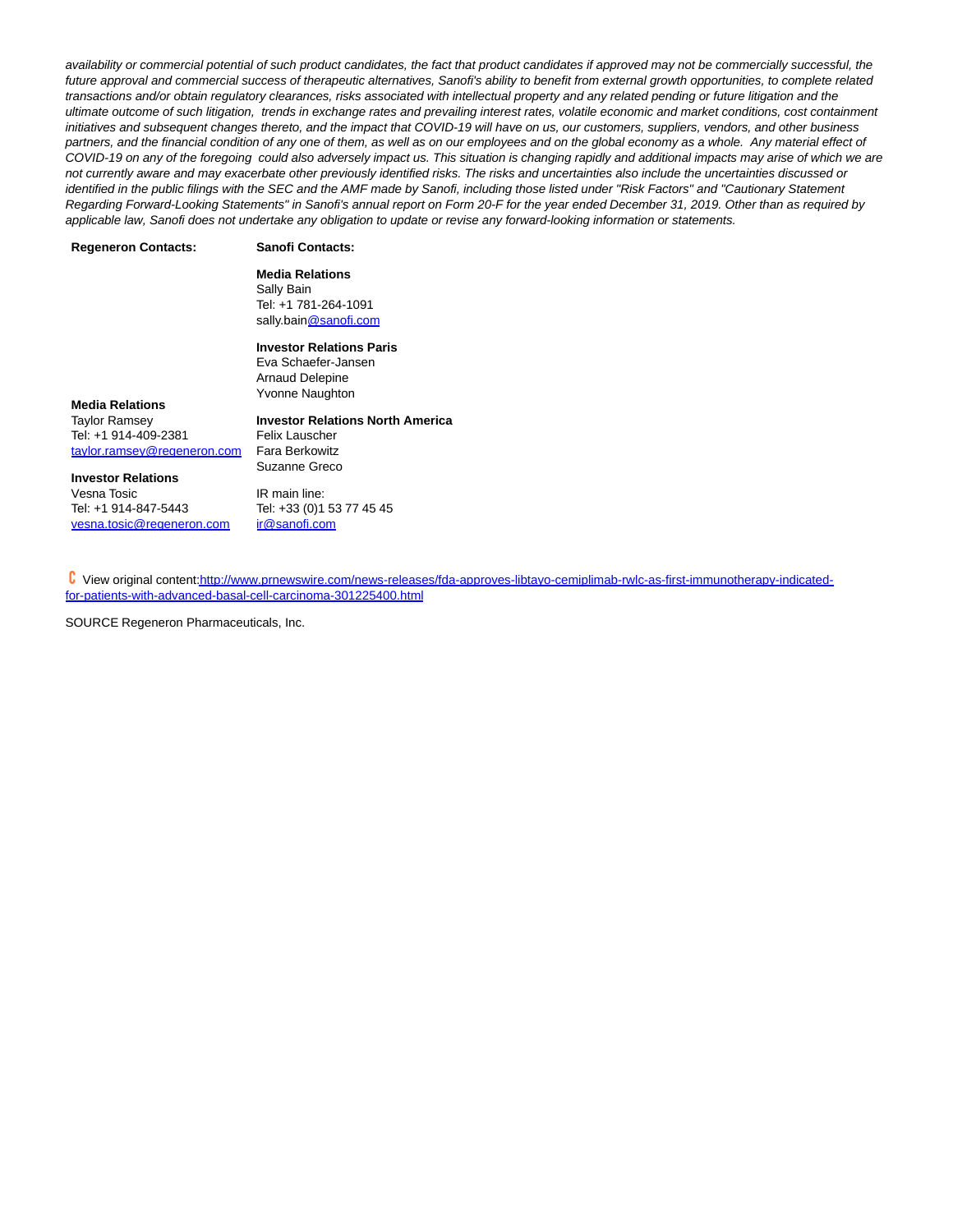*availability or commercial potential of such product candidates, the fact that product candidates if approved may not be commercially successful, the future approval and commercial success of therapeutic alternatives, Sanofi's ability to benefit from external growth opportunities, to complete related transactions and/or obtain regulatory clearances, risks associated with intellectual property and any related pending or future litigation and the ultimate outcome of such litigation, trends in exchange rates and prevailing interest rates, volatile economic and market conditions, cost containment initiatives and subsequent changes thereto, and the impact that COVID-19 will have on us, our customers, suppliers, vendors, and other business partners, and the financial condition of any one of them, as well as on our employees and on the global economy as a whole. Any material effect of COVID-19 on any of the foregoing could also adversely impact us. This situation is changing rapidly and additional impacts may arise of which we are not currently aware and may exacerbate other previously identified risks. The risks and uncertainties also include the uncertainties discussed or identified in the public filings with the SEC and the AMF made by Sanofi, including those listed under "Risk Factors" and "Cautionary Statement Regarding Forward-Looking Statements" in Sanofi's annual report on Form 20-F for the year ended December 31, 2019. Other than as required by applicable law, Sanofi does not undertake any obligation to update or revise any forward-looking information or statements.*

**Regeneron Contacts:**

**Media Relations**
Taylor Ramsey
Tel: +1 914-409-2381
taylor.ramsey@regeneron.com

**Investor Relations**
Vesna Tosic
Tel: +1 914-847-5443
vesna.tosic@regeneron.com

**Sanofi Contacts:**

**Media Relations**
Sally Bain
Tel: +1 781-264-1091
sally.bain@sanofi.com

**Investor Relations Paris**
Eva Schaefer-Jansen
Arnaud Delepine
Yvonne Naughton

**Investor Relations North America**
Felix Lauscher
Fara Berkowitz
Suzanne Greco

IR main line:
Tel: +33 (0)1 53 77 45 45
ir@sanofi.com

View original content:http://www.prnewswire.com/news-releases/fda-approves-libtayo-cemiplimab-rwlc-as-first-immunotherapy-indicated-for-patients-with-advanced-basal-cell-carcinoma-301225400.html

SOURCE Regeneron Pharmaceuticals, Inc.